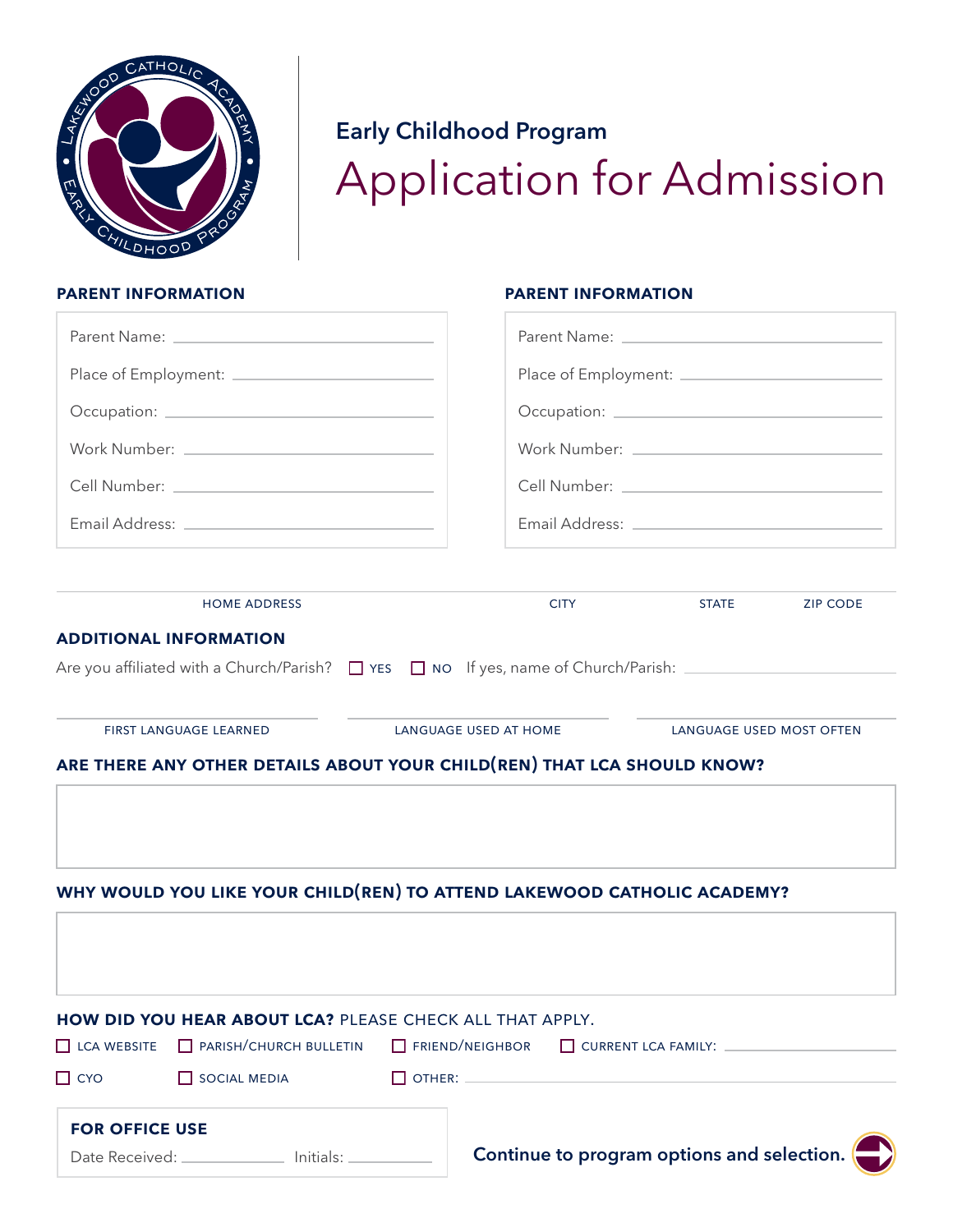Lakewood Catholic Academy • Early Childhood Program •

## Early Childhood Program

# Application for Admission

### PARENT INFORMATION

Parent Name: \_\_\_\_\_\_\_\_\_\_\_\_\_\_\_\_\_\_\_\_

Place of Employment: \_\_\_\_\_\_\_\_\_\_\_\_\_\_\_\_\_\_\_\_

Occupation: \_\_\_\_\_\_\_\_\_\_\_\_\_\_\_\_\_\_\_\_

Work Number: \_\_\_\_\_\_\_\_\_\_\_\_\_\_\_\_\_\_\_\_

Cell Number: \_\_\_\_\_\_\_\_\_\_\_\_\_\_\_\_\_\_\_\_

Email Address: \_\_\_\_\_\_\_\_\_\_\_\_\_\_\_\_\_\_\_\_

### PARENT INFORMATION

Parent Name: \_\_\_\_\_\_\_\_\_\_\_\_\_\_\_\_\_\_\_\_

Place of Employment: \_\_\_\_\_\_\_\_\_\_\_\_\_\_\_\_\_\_\_\_

Occupation: \_\_\_\_\_\_\_\_\_\_\_\_\_\_\_\_\_\_\_\_

Work Number: \_\_\_\_\_\_\_\_\_\_\_\_\_\_\_\_\_\_\_\_

Cell Number: \_\_\_\_\_\_\_\_\_\_\_\_\_\_\_\_\_\_\_\_

Email Address: \_\_\_\_\_\_\_\_\_\_\_\_\_\_\_\_\_\_\_\_

\_\_\_\_\_\_\_\_\_\_\_\_\_\_\_\_\_\_\_\_ HOME ADDRESS \_\_\_\_\_\_\_\_ CITY \_\_\_\_\_\_\_\_ STATE \_\_\_\_\_\_\_\_ ZIP CODE

### ADDITIONAL INFORMATION

Are you affiliated with a Church/Parish? ☐ YES ☐ NO If yes, name of Church/Parish: \_\_\_\_\_\_\_\_\_\_\_\_\_\_\_\_\_\_\_\_

\_\_\_\_\_\_\_\_\_\_\_\_\_\_\_\_ FIRST LANGUAGE LEARNED \_\_\_\_\_\_\_\_\_\_\_\_\_\_\_\_ LANGUAGE USED AT HOME \_\_\_\_\_\_\_\_\_\_\_\_\_\_\_\_ LANGUAGE USED MOST OFTEN

### ARE THERE ANY OTHER DETAILS ABOUT YOUR CHILD(REN) THAT LCA SHOULD KNOW?

### WHY WOULD YOU LIKE YOUR CHILD(REN) TO ATTEND LAKEWOOD CATHOLIC ACADEMY?

### HOW DID YOU HEAR ABOUT LCA? PLEASE CHECK ALL THAT APPLY.

☐ LCA WEBSITE ☐ PARISH/CHURCH BULLETIN ☐ FRIEND/NEIGHBOR ☐ CURRENT LCA FAMILY: \_\_\_\_\_\_\_\_\_\_\_\_\_\_\_\_

☐ CYO ☐ SOCIAL MEDIA ☐ OTHER: \_\_\_\_\_\_\_\_\_\_\_\_\_\_\_\_

### FOR OFFICE USE

Date Received: \_\_\_\_\_\_\_\_\_\_ Initials: \_\_\_\_\_\_\_\_\_\_

**Continue to program options and selection.**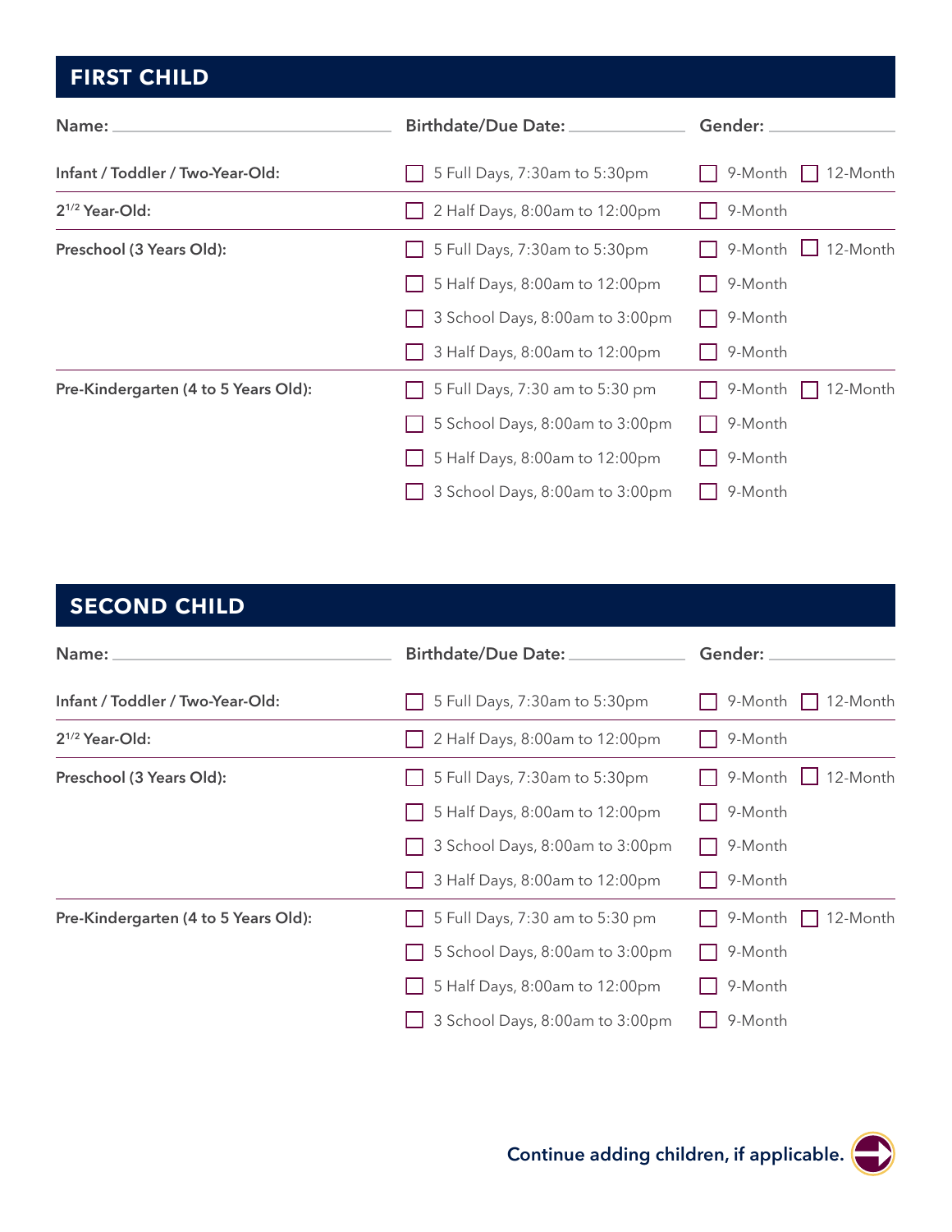## FIRST CHILD

Name: ______________________ Birthdate/Due Date: ____________ Gender: ____________

| | | |
|---|---|---|
| **Infant / Toddler / Two-Year-Old:** | ☐ 5 Full Days, 7:30am to 5:30pm | ☐ 9-Month ☐ 12-Month |
| **$2^{1/2}$ Year-Old:** | ☐ 2 Half Days, 8:00am to 12:00pm | ☐ 9-Month |
| **Preschool (3 Years Old):** | ☐ 5 Full Days, 7:30am to 5:30pm | ☐ 9-Month ☐ 12-Month |
| | ☐ 5 Half Days, 8:00am to 12:00pm | ☐ 9-Month |
| | ☐ 3 School Days, 8:00am to 3:00pm | ☐ 9-Month |
| | ☐ 3 Half Days, 8:00am to 12:00pm | ☐ 9-Month |
| **Pre-Kindergarten (4 to 5 Years Old):** | ☐ 5 Full Days, 7:30 am to 5:30 pm | ☐ 9-Month ☐ 12-Month |
| | ☐ 5 School Days, 8:00am to 3:00pm | ☐ 9-Month |
| | ☐ 5 Half Days, 8:00am to 12:00pm | ☐ 9-Month |
| | ☐ 3 School Days, 8:00am to 3:00pm | ☐ 9-Month |

## SECOND CHILD

Name: ______________________ Birthdate/Due Date: ____________ Gender: ____________

| | | |
|---|---|---|
| **Infant / Toddler / Two-Year-Old:** | ☐ 5 Full Days, 7:30am to 5:30pm | ☐ 9-Month ☐ 12-Month |
| **$2^{1/2}$ Year-Old:** | ☐ 2 Half Days, 8:00am to 12:00pm | ☐ 9-Month |
| **Preschool (3 Years Old):** | ☐ 5 Full Days, 7:30am to 5:30pm | ☐ 9-Month ☐ 12-Month |
| | ☐ 5 Half Days, 8:00am to 12:00pm | ☐ 9-Month |
| | ☐ 3 School Days, 8:00am to 3:00pm | ☐ 9-Month |
| | ☐ 3 Half Days, 8:00am to 12:00pm | ☐ 9-Month |
| **Pre-Kindergarten (4 to 5 Years Old):** | ☐ 5 Full Days, 7:30 am to 5:30 pm | ☐ 9-Month ☐ 12-Month |
| | ☐ 5 School Days, 8:00am to 3:00pm | ☐ 9-Month |
| | ☐ 5 Half Days, 8:00am to 12:00pm | ☐ 9-Month |
| | ☐ 3 School Days, 8:00am to 3:00pm | ☐ 9-Month |

**Continue adding children, if applicable.**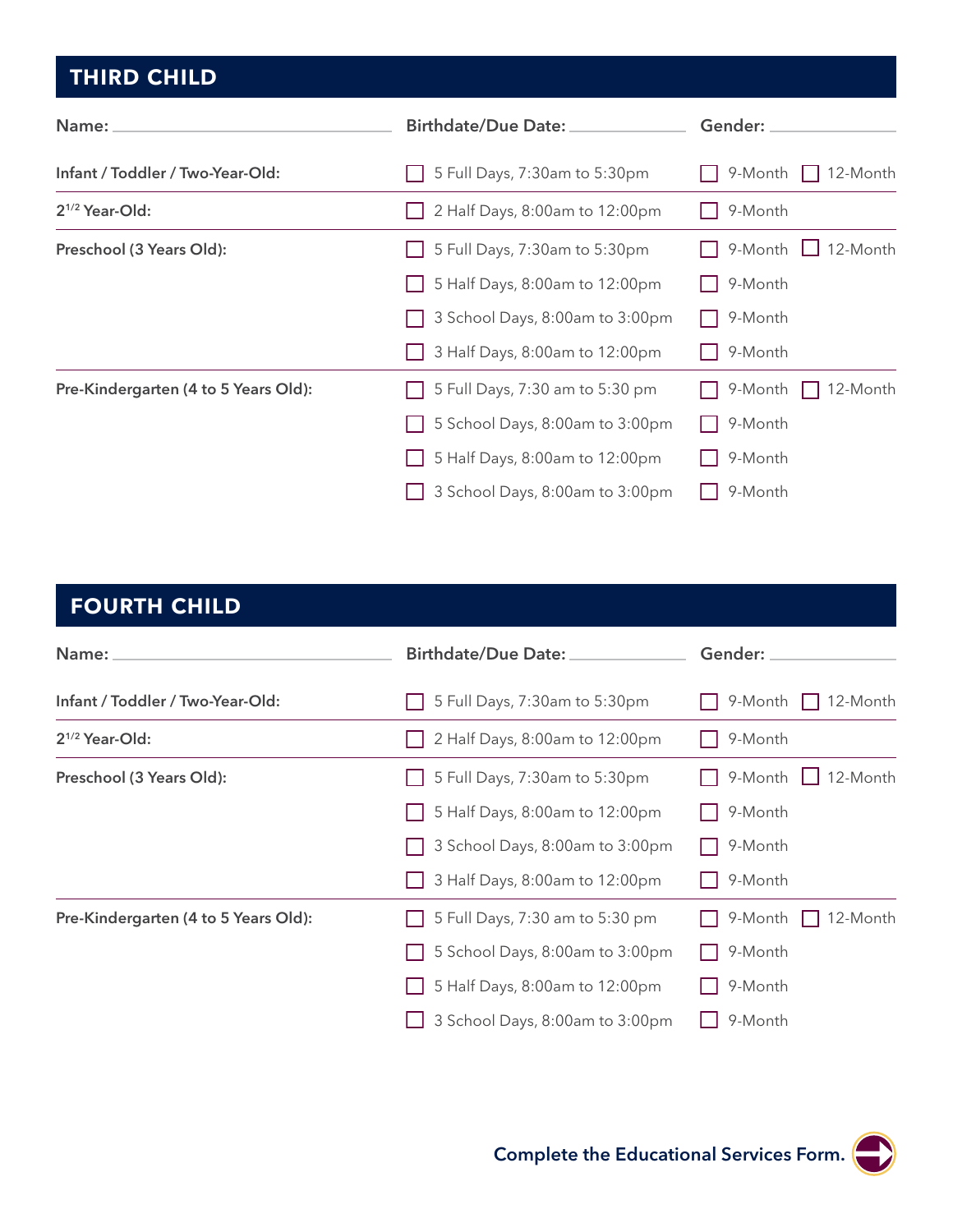## THIRD CHILD

Name: ______________________ Birthdate/Due Date: ______________ Gender: ______________

| | | |
|---|---|---|
| Infant / Toddler / Two-Year-Old: | ☐ 5 Full Days, 7:30am to 5:30pm | ☐ 9-Month ☐ 12-Month |
| $2^{1/2}$ Year-Old: | ☐ 2 Half Days, 8:00am to 12:00pm | ☐ 9-Month |
| Preschool (3 Years Old): | ☐ 5 Full Days, 7:30am to 5:30pm | ☐ 9-Month ☐ 12-Month |
| | ☐ 5 Half Days, 8:00am to 12:00pm | ☐ 9-Month |
| | ☐ 3 School Days, 8:00am to 3:00pm | ☐ 9-Month |
| | ☐ 3 Half Days, 8:00am to 12:00pm | ☐ 9-Month |
| Pre-Kindergarten (4 to 5 Years Old): | ☐ 5 Full Days, 7:30 am to 5:30 pm | ☐ 9-Month ☐ 12-Month |
| | ☐ 5 School Days, 8:00am to 3:00pm | ☐ 9-Month |
| | ☐ 5 Half Days, 8:00am to 12:00pm | ☐ 9-Month |
| | ☐ 3 School Days, 8:00am to 3:00pm | ☐ 9-Month |

## FOURTH CHILD

Name: ______________________ Birthdate/Due Date: ______________ Gender: ______________

| | | |
|---|---|---|
| Infant / Toddler / Two-Year-Old: | ☐ 5 Full Days, 7:30am to 5:30pm | ☐ 9-Month ☐ 12-Month |
| $2^{1/2}$ Year-Old: | ☐ 2 Half Days, 8:00am to 12:00pm | ☐ 9-Month |
| Preschool (3 Years Old): | ☐ 5 Full Days, 7:30am to 5:30pm | ☐ 9-Month ☐ 12-Month |
| | ☐ 5 Half Days, 8:00am to 12:00pm | ☐ 9-Month |
| | ☐ 3 School Days, 8:00am to 3:00pm | ☐ 9-Month |
| | ☐ 3 Half Days, 8:00am to 12:00pm | ☐ 9-Month |
| Pre-Kindergarten (4 to 5 Years Old): | ☐ 5 Full Days, 7:30 am to 5:30 pm | ☐ 9-Month ☐ 12-Month |
| | ☐ 5 School Days, 8:00am to 3:00pm | ☐ 9-Month |
| | ☐ 5 Half Days, 8:00am to 12:00pm | ☐ 9-Month |
| | ☐ 3 School Days, 8:00am to 3:00pm | ☐ 9-Month |

**Complete the Educational Services Form.**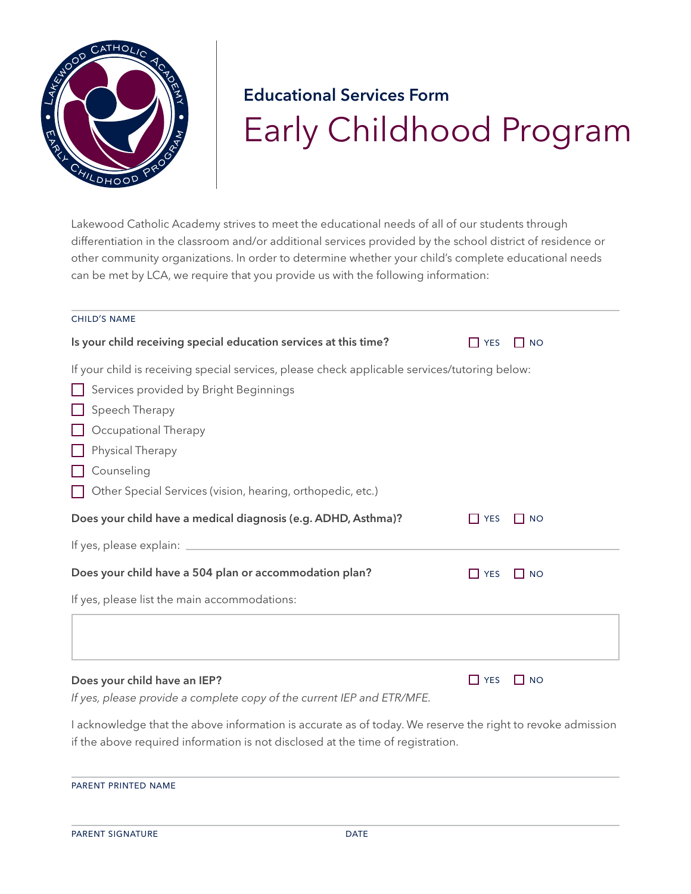## Educational Services Form

# Early Childhood Program

Lakewood Catholic Academy strives to meet the educational needs of all of our students through differentiation in the classroom and/or additional services provided by the school district of residence or other community organizations. In order to determine whether your child's complete educational needs can be met by LCA, we require that you provide us with the following information:

CHILD'S NAME

**Is your child receiving special education services at this time?** ☐ YES ☐ NO

If your child is receiving special services, please check applicable services/tutoring below:

- ☐ Services provided by Bright Beginnings
- ☐ Speech Therapy
- ☐ Occupational Therapy
- ☐ Physical Therapy
- ☐ Counseling
- ☐ Other Special Services (vision, hearing, orthopedic, etc.)

**Does your child have a medical diagnosis (e.g. ADHD, Asthma)?** ☐ YES ☐ NO

If yes, please explain: ______________________________

**Does your child have a 504 plan or accommodation plan?** ☐ YES ☐ NO

If yes, please list the main accommodations:

**Does your child have an IEP?** ☐ YES ☐ NO

*If yes, please provide a complete copy of the current IEP and ETR/MFE.*

I acknowledge that the above information is accurate as of today. We reserve the right to revoke admission if the above required information is not disclosed at the time of registration.

PARENT PRINTED NAME

PARENT SIGNATURE DATE